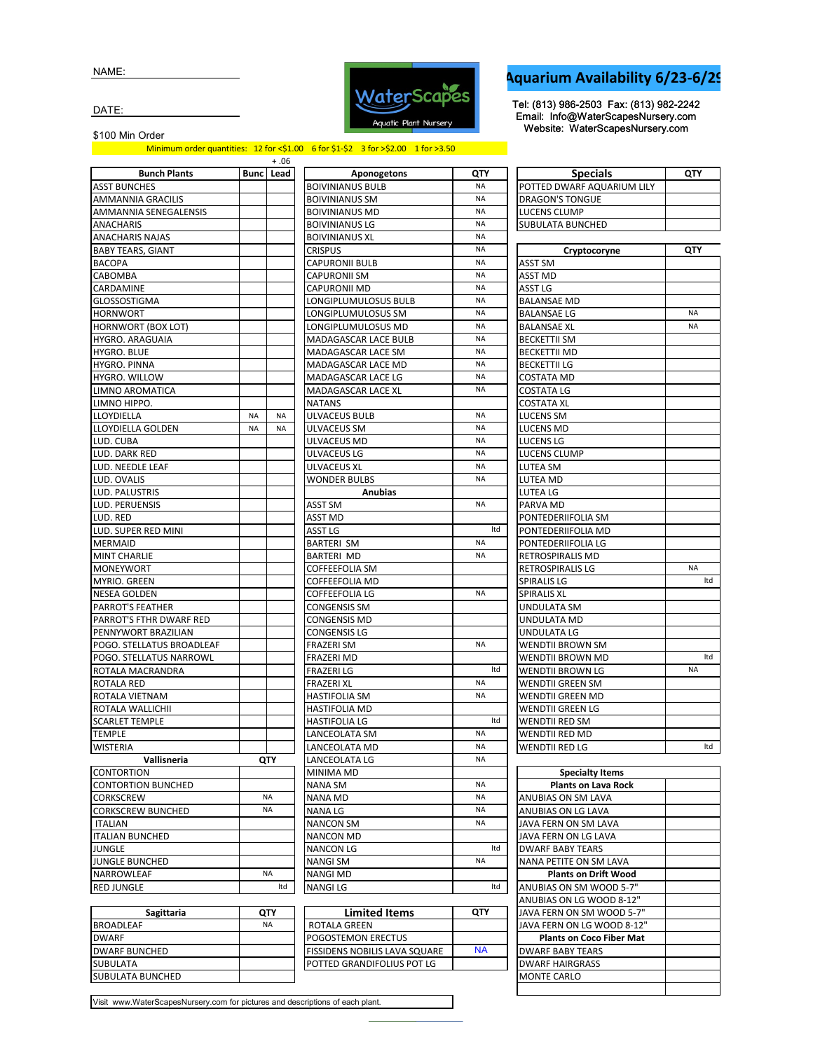NAME:

DATE:

$100 Min Order

Minimum order quantities: 12 for <$1.00 6 for $1-$2 3 for >$2.00 1 for >3.50

WaterScapes Aquatic Plant Nursery

# Aquarium Availability 6/23-6/29

Tel: (813) 986-2503 Fax: (813) 982-2242
Email: Info@WaterScapesNursery.com
Website: WaterScapesNursery.com

| Bunch Plants | Bunc | Lead (+.06) |
|---|---|---|
| ASST BUNCHES | | |
| AMMANNIA GRACILIS | | |
| AMMANNIA SENEGALENSIS | | |
| ANACHARIS | | |
| ANACHARIS NAJAS | | |
| BABY TEARS, GIANT | | |
| BACOPA | | |
| CABOMBA | | |
| CARDAMINE | | |
| GLOSSOSTIGMA | | |
| HORNWORT | | |
| HORNWORT (BOX LOT) | | |
| HYGRO. ARAGUAIA | | |
| HYGRO. BLUE | | |
| HYGRO. PINNA | | |
| HYGRO. WILLOW | | |
| LIMNO AROMATICA | | |
| LIMNO HIPPO. | | |
| LLOYDIELLA | NA | NA |
| LLOYDIELLA GOLDEN | NA | NA |
| LUD. CUBA | | |
| LUD. DARK RED | | |
| LUD. NEEDLE LEAF | | |
| LUD. OVALIS | | |
| LUD. PALUSTRIS | | |
| LUD. PERUENSIS | | |
| LUD. RED | | |
| LUD. SUPER RED MINI | | |
| MERMAID | | |
| MINT CHARLIE | | |
| MONEYWORT | | |
| MYRIO. GREEN | | |
| NESEA GOLDEN | | |
| PARROT'S FEATHER | | |
| PARROT'S FTHR DWARF RED | | |
| PENNYWORT BRAZILIAN | | |
| POGO. STELLATUS BROADLEAF | | |
| POGO. STELLATUS NARROWL | | |
| ROTALA MACRANDRA | | |
| ROTALA RED | | |
| ROTALA VIETNAM | | |
| ROTALA WALLICHII | | |
| SCARLET TEMPLE | | |
| TEMPLE | | |
| WISTERIA | | |

| Vallisneria | QTY |
|---|---|
| CONTORTION | |
| CONTORTION BUNCHED | |
| CORKSCREW | NA |
| CORKSCREW BUNCHED | NA |
| ITALIAN | |
| ITALIAN BUNCHED | |
| JUNGLE | |
| JUNGLE BUNCHED | |
| NARROWLEAF | NA |
| RED JUNGLE | ltd |

| Sagittaria | QTY |
|---|---|
| BROADLEAF | NA |
| DWARF | |
| DWARF BUNCHED | |
| SUBULATA | |
| SUBULATA BUNCHED | |

| Aponogetons | QTY |
|---|---|
| BOIVINIANUS BULB | NA |
| BOIVINIANUS SM | NA |
| BOIVINIANUS MD | NA |
| BOIVINIANUS LG | NA |
| BOIVINIANUS XL | NA |
| CRISPUS | NA |
| CAPURONII BULB | NA |
| CAPURONII SM | NA |
| CAPURONII MD | NA |
| LONGIPLUMULOSUS BULB | NA |
| LONGIPLUMULOSUS SM | NA |
| LONGIPLUMULOSUS MD | NA |
| MADAGASCAR LACE BULB | NA |
| MADAGASCAR LACE SM | NA |
| MADAGASCAR LACE MD | NA |
| MADAGASCAR LACE LG | NA |
| MADAGASCAR LACE XL | NA |
| NATANS | |
| ULVACEUS BULB | NA |
| ULVACEUS SM | NA |
| ULVACEUS MD | NA |
| ULVACEUS LG | NA |
| ULVACEUS XL | NA |
| WONDER BULBS | NA |
| **Anubias** | |
| ASST SM | NA |
| ASST MD | |
| ASST LG | ltd |
| BARTERI SM | NA |
| BARTERI MD | NA |
| COFFEEFOLIA SM | |
| COFFEEFOLIA MD | |
| COFFEEFOLIA LG | NA |
| CONGENSIS SM | |
| CONGENSIS MD | |
| CONGENSIS LG | |
| FRAZERI SM | NA |
| FRAZERI MD | |
| FRAZERI LG | ltd |
| FRAZERI XL | NA |
| HASTIFOLIA SM | NA |
| HASTIFOLIA MD | |
| HASTIFOLIA LG | ltd |
| LANCEOLATA SM | NA |
| LANCEOLATA MD | NA |
| LANCEOLATA LG | NA |
| MINIMA MD | |
| NANA SM | NA |
| NANA MD | NA |
| NANA LG | NA |
| NANCON SM | NA |
| NANCON MD | |
| NANCON LG | ltd |
| NANGI SM | NA |
| NANGI MD | |
| NANGI LG | ltd |

| Limited Items | QTY |
|---|---|
| ROTALA GREEN | |
| POGOSTEMON ERECTUS | |
| FISSIDENS NOBILIS LAVA SQUARE | NA |
| POTTED GRANDIFOLIUS POT LG | |

| Specials | QTY |
|---|---|
| POTTED DWARF AQUARIUM LILY | |
| DRAGON'S TONGUE | |
| LUCENS CLUMP | |
| SUBULATA BUNCHED | |

| Cryptocoryne | QTY |
|---|---|
| ASST SM | |
| ASST MD | |
| ASST LG | |
| BALANSAE MD | |
| BALANSAE LG | NA |
| BALANSAE XL | NA |
| BECKETTII SM | |
| BECKETTII MD | |
| BECKETTII LG | |
| COSTATA MD | |
| COSTATA LG | |
| COSTATA XL | |
| LUCENS SM | |
| LUCENS MD | |
| LUCENS LG | |
| LUCENS CLUMP | |
| LUTEA SM | |
| LUTEA MD | |
| LUTEA LG | |
| PARVA MD | |
| PONTEDERIIFOLIA SM | |
| PONTEDERIIFOLIA MD | |
| PONTEDERIIFOLIA LG | |
| RETROSPIRALIS MD | |
| RETROSPIRALIS LG | NA |
| SPIRALIS LG | ltd |
| SPIRALIS XL | |
| UNDULATA SM | |
| UNDULATA MD | |
| UNDULATA LG | |
| WENDTII BROWN SM | |
| WENDTII BROWN MD | ltd |
| WENDTII BROWN LG | NA |
| WENDTII GREEN SM | |
| WENDTII GREEN MD | |
| WENDTII GREEN LG | |
| WENDTII RED SM | |
| WENDTII RED MD | |
| WENDTII RED LG | ltd |

| Specialty Items | |
|---|---|
| **Plants on Lava Rock** | |
| ANUBIAS ON SM LAVA | |
| ANUBIAS ON LG LAVA | |
| JAVA FERN ON SM LAVA | |
| JAVA FERN ON LG LAVA | |
| DWARF BABY TEARS | |
| NANA PETITE ON SM LAVA | |
| **Plants on Drift Wood** | |
| ANUBIAS ON SM WOOD 5-7" | |
| ANUBIAS ON LG WOOD 8-12" | |
| JAVA FERN ON SM WOOD 5-7" | |
| JAVA FERN ON LG WOOD 8-12" | |
| **Plants on Coco Fiber Mat** | |
| DWARF BABY TEARS | |
| DWARF HAIRGRASS | |
| MONTE CARLO | |

Visit www.WaterScapesNursery.com for pictures and descriptions of each plant.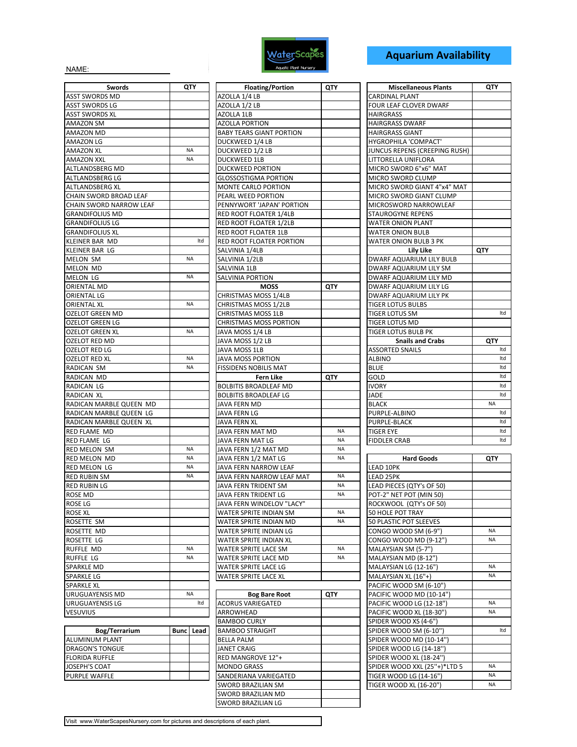# Aquarium Availability

NAME:

| Swords | QTY |
|---|---|
| ASST SWORDS MD | |
| ASST SWORDS LG | |
| ASST SWORDS XL | |
| AMAZON SM | |
| AMAZON MD | |
| AMAZON LG | |
| AMAZON XL | NA |
| AMAZON XXL | NA |
| ALTLANDSBERG MD | |
| ALTLANDSBERG LG | |
| ALTLANDSBERG XL | |
| CHAIN SWORD BROAD LEAF | |
| CHAIN SWORD NARROW LEAF | |
| GRANDIFOLIUS MD | |
| GRANDIFOLIUS LG | |
| GRANDIFOLIUS XL | |
| KLEINER BAR MD | ltd |
| KLEINER BAR LG | |
| MELON SM | NA |
| MELON MD | |
| MELON LG | NA |
| ORIENTAL MD | |
| ORIENTAL LG | |
| ORIENTAL XL | NA |
| OZELOT GREEN MD | |
| OZELOT GREEN LG | |
| OZELOT GREEN XL | NA |
| OZELOT RED MD | |
| OZELOT RED LG | |
| OZELOT RED XL | NA |
| RADICAN SM | NA |
| RADICAN MD | |
| RADICAN LG | |
| RADICAN XL | |
| RADICAN MARBLE QUEEN MD | |
| RADICAN MARBLE QUEEN LG | |
| RADICAN MARBLE QUEEN XL | |
| RED FLAME MD | |
| RED FLAME LG | |
| RED MELON SM | NA |
| RED MELON MD | NA |
| RED MELON LG | NA |
| RED RUBIN SM | NA |
| RED RUBIN LG | |
| ROSE MD | |
| ROSE LG | |
| ROSE XL | |
| ROSETTE SM | |
| ROSETTE MD | |
| ROSETTE LG | |
| RUFFLE MD | NA |
| RUFFLE LG | NA |
| SPARKLE MD | |
| SPARKLE LG | |
| SPARKLE XL | |
| URUGUAYENSIS MD | NA |
| URUGUAYENSIS LG | ltd |
| VESUVIUS | |

| Bog/Terrarium | Bunc | Lead |
|---|---|---|
| ALUMINUM PLANT | | |
| DRAGON'S TONGUE | | |
| FLORIDA RUFFLE | | |
| JOSEPH'S COAT | | |
| PURPLE WAFFLE | | |

| Floating/Portion | QTY |
|---|---|
| AZOLLA 1/4 LB | |
| AZOLLA 1/2 LB | |
| AZOLLA 1LB | |
| AZOLLA PORTION | |
| BABY TEARS GIANT PORTION | |
| DUCKWEED 1/4 LB | |
| DUCKWEED 1/2 LB | |
| DUCKWEED 1LB | |
| DUCKWEED PORTION | |
| GLOSSOSTIGMA PORTION | |
| MONTE CARLO PORTION | |
| PEARL WEED PORTION | |
| PENNYWORT 'JAPAN' PORTION | |
| RED ROOT FLOATER 1/4LB | |
| RED ROOT FLOATER 1/2LB | |
| RED ROOT FLOATER 1LB | |
| RED ROOT FLOATER PORTION | |
| SALVINIA 1/4LB | |
| SALVINIA 1/2LB | |
| SALVINIA 1LB | |
| SALVINIA PORTION | |
| **MOSS** | **QTY** |
| CHRISTMAS MOSS 1/4LB | |
| CHRISTMAS MOSS 1/2LB | |
| CHRISTMAS MOSS 1LB | |
| CHRISTMAS MOSS PORTION | |
| JAVA MOSS 1/4 LB | |
| JAVA MOSS 1/2 LB | |
| JAVA MOSS 1LB | |
| JAVA MOSS PORTION | |
| FISSIDENS NOBILIS MAT | |
| **Fern Like** | **QTY** |
| BOLBITIS BROADLEAF MD | |
| BOLBITIS BROADLEAF LG | |
| JAVA FERN MD | |
| JAVA FERN LG | |
| JAVA FERN XL | |
| JAVA FERN MAT MD | NA |
| JAVA FERN MAT LG | NA |
| JAVA FERN 1/2 MAT MD | NA |
| JAVA FERN 1/2 MAT LG | NA |
| JAVA FERN NARROW LEAF | |
| JAVA FERN NARROW LEAF MAT | NA |
| JAVA FERN TRIDENT SM | NA |
| JAVA FERN TRIDENT LG | NA |
| JAVA FERN WINDELOV "LACY" | |
| WATER SPRITE INDIAN SM | NA |
| WATER SPRITE INDIAN MD | NA |
| WATER SPRITE INDIAN LG | |
| WATER SPRITE INDIAN XL | |
| WATER SPRITE LACE SM | NA |
| WATER SPRITE LACE MD | NA |
| WATER SPRITE LACE LG | |
| WATER SPRITE LACE XL | |

| Bog Bare Root | QTY |
|---|---|
| ACORUS VARIEGATED | |
| ARROWHEAD | |
| BAMBOO CURLY | |
| BAMBOO STRAIGHT | |
| BELLA PALM | |
| JANET CRAIG | |
| RED MANGROVE 12"+ | |
| MONDO GRASS | |
| SANDERIANA VARIEGATED | |
| SWORD BRAZILIAN SM | |
| SWORD BRAZILIAN MD | |
| SWORD BRAZILIAN LG | |

| Miscellaneous Plants | QTY |
|---|---|
| CARDINAL PLANT | |
| FOUR LEAF CLOVER DWARF | |
| HAIRGRASS | |
| HAIRGRASS DWARF | |
| HAIRGRASS GIANT | |
| HYGROPHILA 'COMPACT' | |
| JUNCUS REPENS (CREEPING RUSH) | |
| LITTORELLA UNIFLORA | |
| MICRO SWORD 6"x6" MAT | |
| MICRO SWORD CLUMP | |
| MICRO SWORD GIANT 4"x4" MAT | |
| MICRO SWORD GIANT CLUMP | |
| MICROSWORD NARROWLEAF | |
| STAUROGYNE REPENS | |
| WATER ONION PLANT | |
| WATER ONION BULB | |
| WATER ONION BULB 3 PK | |
| **Lily Like** | **QTY** |
| DWARF AQUARIUM LILY BULB | |
| DWARF AQUARIUM LILY SM | |
| DWARF AQUARIUM LILY MD | |
| DWARF AQUARIUM LILY LG | |
| DWARF AQUARIUM LILY PK | |
| TIGER LOTUS BULBS | |
| TIGER LOTUS SM | ltd |
| TIGER LOTUS MD | |
| TIGER LOTUS BULB PK | |
| **Snails and Crabs** | **QTY** |
| ASSORTED SNAILS | ltd |
| ALBINO | ltd |
| BLUE | ltd |
| GOLD | ltd |
| IVORY | ltd |
| JADE | ltd |
| BLACK | NA |
| PURPLE-ALBINO | ltd |
| PURPLE-BLACK | ltd |
| TIGER EYE | ltd |
| FIDDLER CRAB | ltd |

| Hard Goods | QTY |
|---|---|
| LEAD 10PK | |
| LEAD 25PK | |
| LEAD PIECES (QTY's OF 50) | |
| POT-2" NET POT (MIN 50) | |
| ROCKWOOL (QTY's OF 50) | |
| 50 HOLE POT TRAY | |
| 50 PLASTIC POT SLEEVES | |
| CONGO WOOD SM (6-9") | NA |
| CONGO WOOD MD (9-12") | NA |
| MALAYSIAN SM (5-7") | |
| MALAYSIAN MD (8-12") | |
| MALAYSIAN LG (12-16") | NA |
| MALAYSIAN XL (16"+) | NA |
| PACIFIC WOOD SM (6-10") | |
| PACIFIC WOOD MD (10-14") | |
| PACIFIC WOOD LG (12-18") | NA |
| PACIFIC WOOD XL (18-30") | NA |
| SPIDER WOOD XS (4-6") | |
| SPIDER WOOD SM (6-10") | ltd |
| SPIDER WOOD MD (10-14") | |
| SPIDER WOOD LG (14-18") | |
| SPIDER WOOD XL (18-24") | |
| SPIDER WOOD XXL (25"+)*LTD 5 | NA |
| TIGER WOOD LG (14-16") | NA |
| TIGER WOOD XL (16-20") | NA |

Visit www.WaterScapesNursery.com for pictures and descriptions of each plant.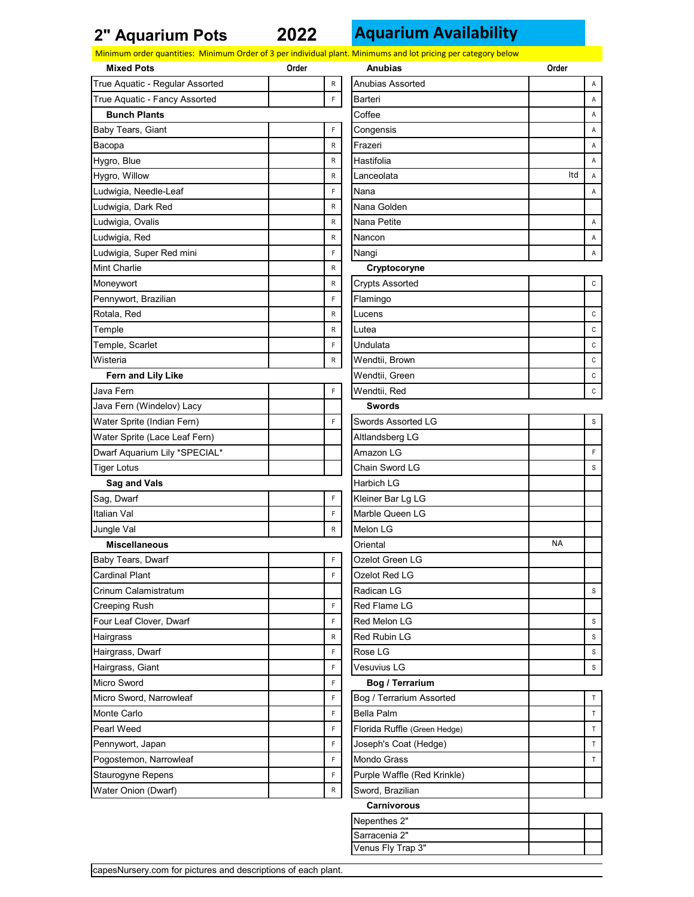# 2" Aquarium Pots 2022

## Aquarium Availability

Minimum order quantities: Minimum Order of 3 per individual plant. Minimums and lot pricing per category below

| Mixed Pots | Order | |
|---|---|---|
| True Aquatic - Regular Assorted | | R |
| True Aquatic - Fancy Assorted | | F |
| **Bunch Plants** | | |
| Baby Tears, Giant | | F |
| Bacopa | | R |
| Hygro, Blue | | R |
| Hygro, Willow | | R |
| Ludwigia, Needle-Leaf | | F |
| Ludwigia, Dark Red | | R |
| Ludwigia, Ovalis | | R |
| Ludwigia, Red | | R |
| Ludwigia, Super Red mini | | F |
| Mint Charlie | | R |
| Moneywort | | R |
| Pennywort, Brazilian | | F |
| Rotala, Red | | R |
| Temple | | R |
| Temple, Scarlet | | F |
| Wisteria | | R |
| **Fern and Lily Like** | | |
| Java Fern | | F |
| Java Fern (Windelov) Lacy | | |
| Water Sprite (Indian Fern) | | F |
| Water Sprite (Lace Leaf Fern) | | |
| Dwarf Aquarium Lily *SPECIAL* | | |
| Tiger Lotus | | |
| **Sag and Vals** | | |
| Sag, Dwarf | | F |
| Italian Val | | F |
| Jungle Val | | R |
| **Miscellaneous** | | |
| Baby Tears, Dwarf | | F |
| Cardinal Plant | | F |
| Crinum Calamistratum | | |
| Creeping Rush | | F |
| Four Leaf Clover, Dwarf | | F |
| Hairgrass | | R |
| Hairgrass, Dwarf | | F |
| Hairgrass, Giant | | F |
| Micro Sword | | F |
| Micro Sword, Narrowleaf | | F |
| Monte Carlo | | F |
| Pearl Weed | | F |
| Pennywort, Japan | | F |
| Pogostemon, Narrowleaf | | F |
| Staurogyne Repens | | F |
| Water Onion (Dwarf) | | R |

| Anubias | Order | |
|---|---|---|
| Anubias Assorted | | A |
| Barteri | | A |
| Coffee | | A |
| Congensis | | A |
| Frazeri | | A |
| Hastifolia | | A |
| Lanceolata | ltd | A |
| Nana | | A |
| Nana Golden | | |
| Nana Petite | | A |
| Nancon | | A |
| Nangi | | A |
| **Cryptocoryne** | | |
| Crypts Assorted | | C |
| Flamingo | | |
| Lucens | | C |
| Lutea | | C |
| Undulata | | C |
| Wendtii, Brown | | C |
| Wendtii, Green | | C |
| Wendtii, Red | | C |
| **Swords** | | |
| Swords Assorted LG | | S |
| Altlandsberg LG | | |
| Amazon LG | | F |
| Chain Sword LG | | S |
| Harbich LG | | |
| Kleiner Bar Lg LG | | |
| Marble Queen LG | | |
| Melon LG | | |
| Oriental | NA | |
| Ozelot Green LG | | |
| Ozelot Red LG | | |
| Radican LG | | S |
| Red Flame LG | | |
| Red Melon LG | | S |
| Red Rubin LG | | S |
| Rose LG | | S |
| Vesuvius LG | | S |
| **Bog / Terrarium** | | |
| Bog / Terrarium Assorted | | T |
| Bella Palm | | T |
| Florida Ruffle (Green Hedge) | | T |
| Joseph's Coat (Hedge) | | T |
| Mondo Grass | | T |
| Purple Waffle (Red Krinkle) | | |
| Sword, Brazilian | | |
| **Carnivorous** | | |
| Nepenthes 2" | | |
| Sarracenia 2" | | |
| Venus Fly Trap 3" | | |

capesNursery.com for pictures and descriptions of each plant.